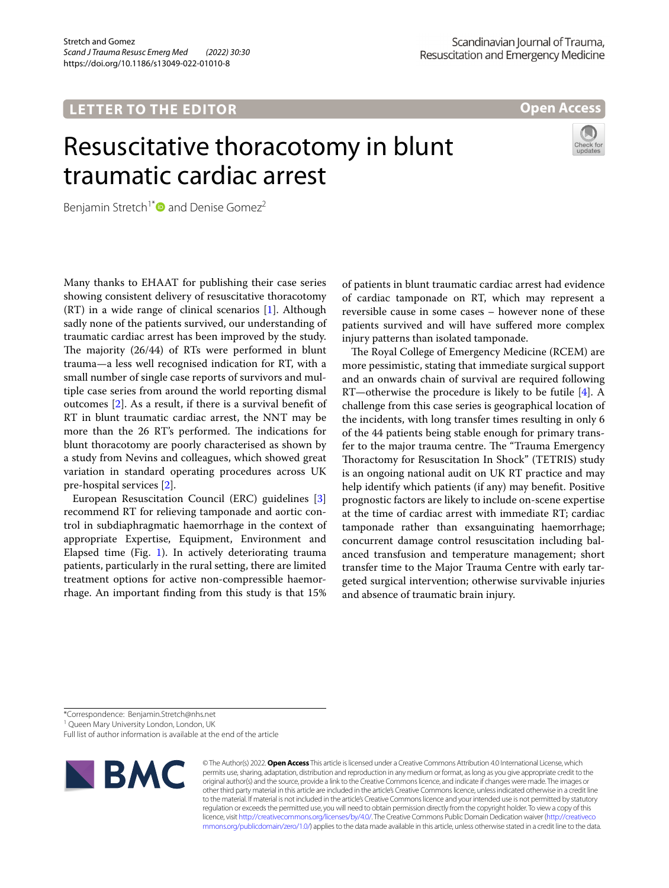**LETTER TO THE EDITOR** **Open Access**

# Resuscitative thoracotomy in blunt traumatic cardiac arrest

Benjamin Stretch[1*] and Denise Gomez[2]

Many thanks to EHAAT for publishing their case series showing consistent delivery of resuscitative thoracotomy (RT) in a wide range of clinical scenarios [1]. Although sadly none of the patients survived, our understanding of traumatic cardiac arrest has been improved by the study. The majority (26/44) of RTs were performed in blunt trauma—a less well recognised indication for RT, with a small number of single case reports of survivors and multiple case series from around the world reporting dismal outcomes [2]. As a result, if there is a survival benefit of RT in blunt traumatic cardiac arrest, the NNT may be more than the 26 RT's performed. The indications for blunt thoracotomy are poorly characterised as shown by a study from Nevins and colleagues, which showed great variation in standard operating procedures across UK pre-hospital services [2].

European Resuscitation Council (ERC) guidelines [3] recommend RT for relieving tamponade and aortic control in subdiaphragmatic haemorrhage in the context of appropriate Expertise, Equipment, Environment and Elapsed time (Fig. 1). In actively deteriorating trauma patients, particularly in the rural setting, there are limited treatment options for active non-compressible haemorrhage. An important finding from this study is that 15% of patients in blunt traumatic cardiac arrest had evidence of cardiac tamponade on RT, which may represent a reversible cause in some cases – however none of these patients survived and will have suffered more complex injury patterns than isolated tamponade.

The Royal College of Emergency Medicine (RCEM) are more pessimistic, stating that immediate surgical support and an onwards chain of survival are required following RT—otherwise the procedure is likely to be futile [4]. A challenge from this case series is geographical location of the incidents, with long transfer times resulting in only 6 of the 44 patients being stable enough for primary transfer to the major trauma centre. The "Trauma Emergency Thoractomy for Resuscitation In Shock" (TETRIS) study is an ongoing national audit on UK RT practice and may help identify which patients (if any) may benefit. Positive prognostic factors are likely to include on-scene expertise at the time of cardiac arrest with immediate RT; cardiac tamponade rather than exsanguinating haemorrhage; concurrent damage control resuscitation including balanced transfusion and temperature management; short transfer time to the Major Trauma Centre with early targeted surgical intervention; otherwise survivable injuries and absence of traumatic brain injury.

*Correspondence: Benjamin.Stretch@nhs.net
[1] Queen Mary University London, London, UK
Full list of author information is available at the end of the article

© The Author(s) 2022. **Open Access** This article is licensed under a Creative Commons Attribution 4.0 International License, which permits use, sharing, adaptation, distribution and reproduction in any medium or format, as long as you give appropriate credit to the original author(s) and the source, provide a link to the Creative Commons licence, and indicate if changes were made. The images or other third party material in this article are included in the article's Creative Commons licence, unless indicated otherwise in a credit line to the material. If material is not included in the article's Creative Commons licence and your intended use is not permitted by statutory regulation or exceeds the permitted use, you will need to obtain permission directly from the copyright holder. To view a copy of this licence, visit http://creativecommons.org/licenses/by/4.0/. The Creative Commons Public Domain Dedication waiver (http://creativecommons.org/publicdomain/zero/1.0/) applies to the data made available in this article, unless otherwise stated in a credit line to the data.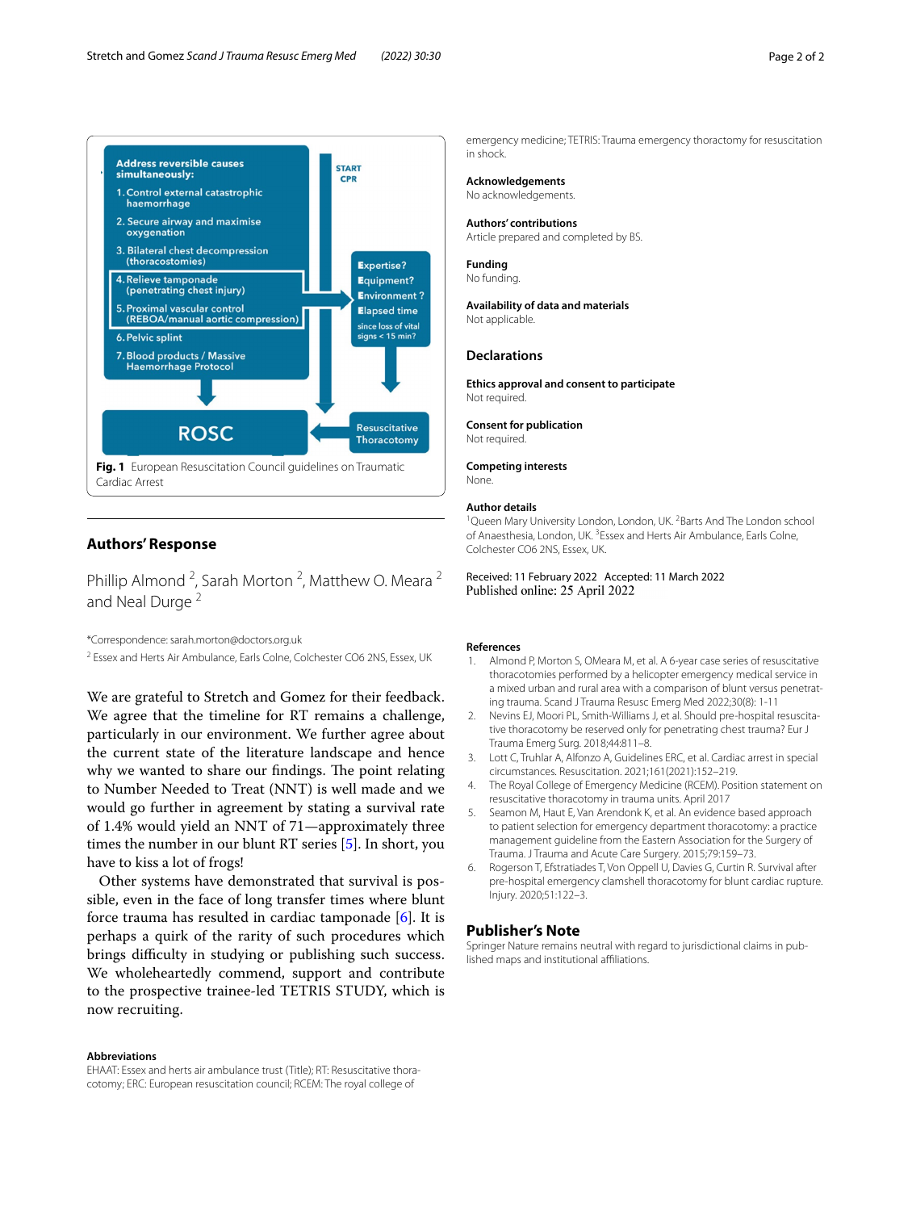Address reversible causes simultaneously:

1. Control external catastrophic haemorrhage
2. Secure airway and maximise oxygenation
3. Bilateral chest decompression (thoracostomies)
4. Relieve tamponade (penetrating chest injury)
5. Proximal vascular control (REBOA/manual aortic compression)
6. Pelvic splint
7. Blood products / Massive Haemorrhage Protocol

START CPR

Expertise?
Equipment?
Environment ?
Elapsed time
since loss of vital signs < 15 min?

ROSC

Resuscitative Thoracotomy

**Fig. 1** European Resuscitation Council guidelines on Traumatic Cardiac Arrest

## Authors' Response

Phillip Almond [2], Sarah Morton [2], Matthew O. Meara [2] and Neal Durge [2]

*Correspondence: sarah.morton@doctors.org.uk

[2] Essex and Herts Air Ambulance, Earls Colne, Colchester CO6 2NS, Essex, UK

We are grateful to Stretch and Gomez for their feedback. We agree that the timeline for RT remains a challenge, particularly in our environment. We further agree about the current state of the literature landscape and hence why we wanted to share our findings. The point relating to Number Needed to Treat (NNT) is well made and we would go further in agreement by stating a survival rate of 1.4% would yield an NNT of 71—approximately three times the number in our blunt RT series [5]. In short, you have to kiss a lot of frogs!

Other systems have demonstrated that survival is possible, even in the face of long transfer times where blunt force trauma has resulted in cardiac tamponade [6]. It is perhaps a quirk of the rarity of such procedures which brings difficulty in studying or publishing such success. We wholeheartedly commend, support and contribute to the prospective trainee-led TETRIS STUDY, which is now recruiting.

### Abbreviations

EHAAT: Essex and herts air ambulance trust (Title); RT: Resuscitative thoracotomy; ERC: European resuscitation council; RCEM: The royal college of emergency medicine; TETRIS: Trauma emergency thoracotomy for resuscitation in shock.

### Acknowledgements

No acknowledgements.

### Authors' contributions

Article prepared and completed by BS.

### Funding

No funding.

### Availability of data and materials

Not applicable.

## Declarations

### Ethics approval and consent to participate

Not required.

### Consent for publication

Not required.

### Competing interests

None.

### Author details

[1]Queen Mary University London, London, UK. [2]Barts And The London school of Anaesthesia, London, UK. [3]Essex and Herts Air Ambulance, Earls Colne, Colchester CO6 2NS, Essex, UK.

Received: 11 February 2022 Accepted: 11 March 2022
Published online: 25 April 2022

### References

1. Almond P, Morton S, OMeara M, et al. A 6-year case series of resuscitative thoracotomies performed by a helicopter emergency medical service in a mixed urban and rural area with a comparison of blunt versus penetrating trauma. Scand J Trauma Resusc Emerg Med 2022;30(8): 1-11
2. Nevins EJ, Moori PL, Smith-Williams J, et al. Should pre-hospital resuscitative thoracotomy be reserved only for penetrating chest trauma? Eur J Trauma Emerg Surg. 2018;44:811–8.
3. Lott C, Truhlar A, Alfonzo A, Guidelines ERC, et al. Cardiac arrest in special circumstances. Resuscitation. 2021;161(2021):152–219.
4. The Royal College of Emergency Medicine (RCEM). Position statement on resuscitative thoracotomy in trauma units. April 2017
5. Seamon M, Haut E, Van Arendonk K, et al. An evidence based approach to patient selection for emergency department thoracotomy: a practice management guideline from the Eastern Association for the Surgery of Trauma. J Trauma and Acute Care Surgery. 2015;79:159–73.
6. Rogerson T, Efstratiades T, Von Oppell U, Davies G, Curtin R. Survival after pre-hospital emergency clamshell thoracotomy for blunt cardiac rupture. Injury. 2020;51:122–3.

## Publisher's Note

Springer Nature remains neutral with regard to jurisdictional claims in published maps and institutional affiliations.